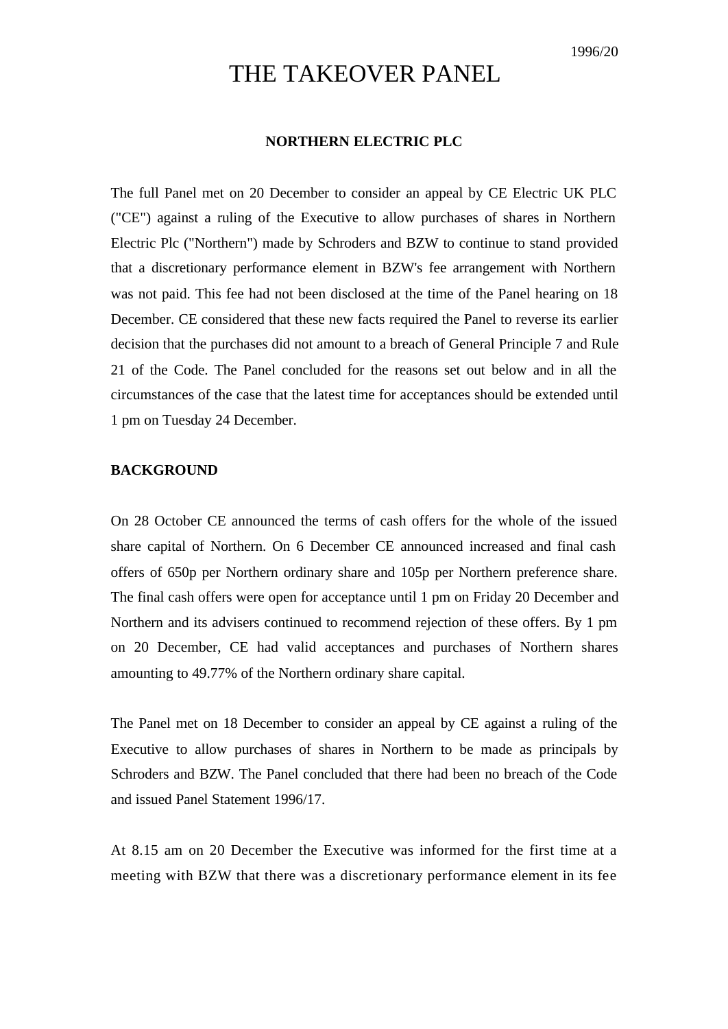1996/20

# THE TAKEOVER PANEL

## NORTHERN ELECTRIC PLC

The full Panel met on 20 December to consider an appeal by CE Electric UK PLC ("CE") against a ruling of the Executive to allow purchases of shares in Northern Electric Plc ("Northern") made by Schroders and BZW to continue to stand provided that a discretionary performance element in BZW's fee arrangement with Northern was not paid. This fee had not been disclosed at the time of the Panel hearing on 18 December. CE considered that these new facts required the Panel to reverse its earlier decision that the purchases did not amount to a breach of General Principle 7 and Rule 21 of the Code. The Panel concluded for the reasons set out below and in all the circumstances of the case that the latest time for acceptances should be extended until 1 pm on Tuesday 24 December.

### BACKGROUND

On 28 October CE announced the terms of cash offers for the whole of the issued share capital of Northern. On 6 December CE announced increased and final cash offers of 650p per Northern ordinary share and 105p per Northern preference share. The final cash offers were open for acceptance until 1 pm on Friday 20 December and Northern and its advisers continued to recommend rejection of these offers. By 1 pm on 20 December, CE had valid acceptances and purchases of Northern shares amounting to 49.77% of the Northern ordinary share capital.

The Panel met on 18 December to consider an appeal by CE against a ruling of the Executive to allow purchases of shares in Northern to be made as principals by Schroders and BZW. The Panel concluded that there had been no breach of the Code and issued Panel Statement 1996/17.

At 8.15 am on 20 December the Executive was informed for the first time at a meeting with BZW that there was a discretionary performance element in its fee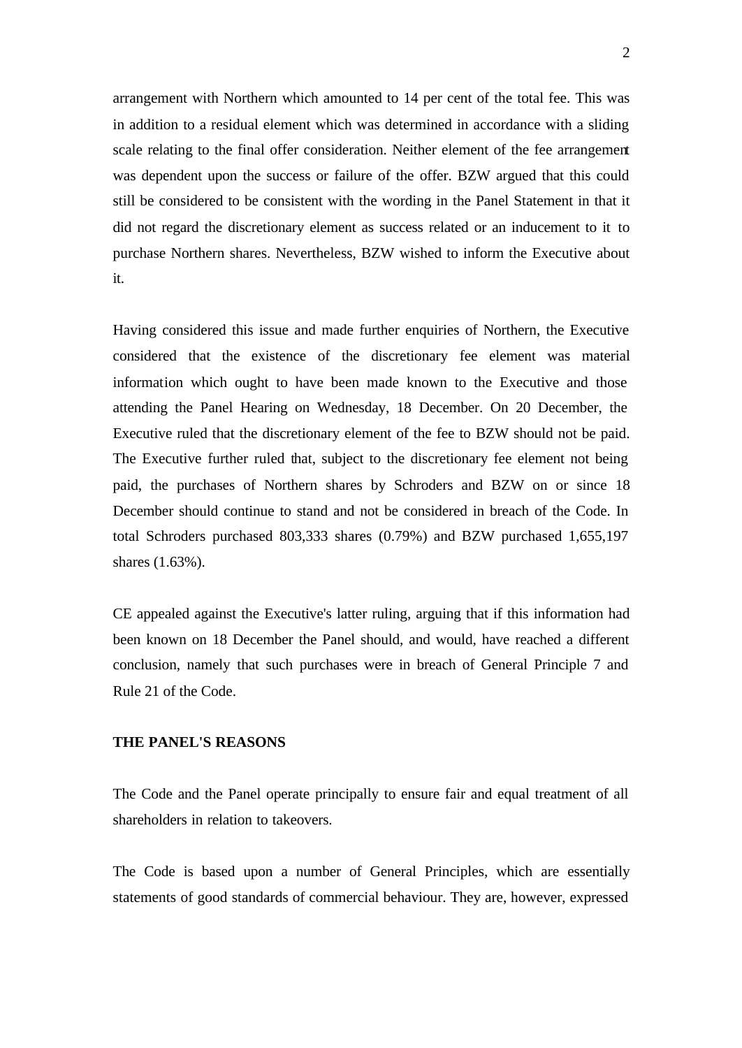arrangement with Northern which amounted to 14 per cent of the total fee. This was in addition to a residual element which was determined in accordance with a sliding scale relating to the final offer consideration. Neither element of the fee arrangement was dependent upon the success or failure of the offer. BZW argued that this could still be considered to be consistent with the wording in the Panel Statement in that it did not regard the discretionary element as success related or an inducement to it to purchase Northern shares. Nevertheless, BZW wished to inform the Executive about it.

Having considered this issue and made further enquiries of Northern, the Executive considered that the existence of the discretionary fee element was material information which ought to have been made known to the Executive and those attending the Panel Hearing on Wednesday, 18 December. On 20 December, the Executive ruled that the discretionary element of the fee to BZW should not be paid. The Executive further ruled that, subject to the discretionary fee element not being paid, the purchases of Northern shares by Schroders and BZW on or since 18 December should continue to stand and not be considered in breach of the Code. In total Schroders purchased 803,333 shares (0.79%) and BZW purchased 1,655,197 shares (1.63%).

CE appealed against the Executive's latter ruling, arguing that if this information had been known on 18 December the Panel should, and would, have reached a different conclusion, namely that such purchases were in breach of General Principle 7 and Rule 21 of the Code.

**THE PANEL'S REASONS**

The Code and the Panel operate principally to ensure fair and equal treatment of all shareholders in relation to takeovers.

The Code is based upon a number of General Principles, which are essentially statements of good standards of commercial behaviour. They are, however, expressed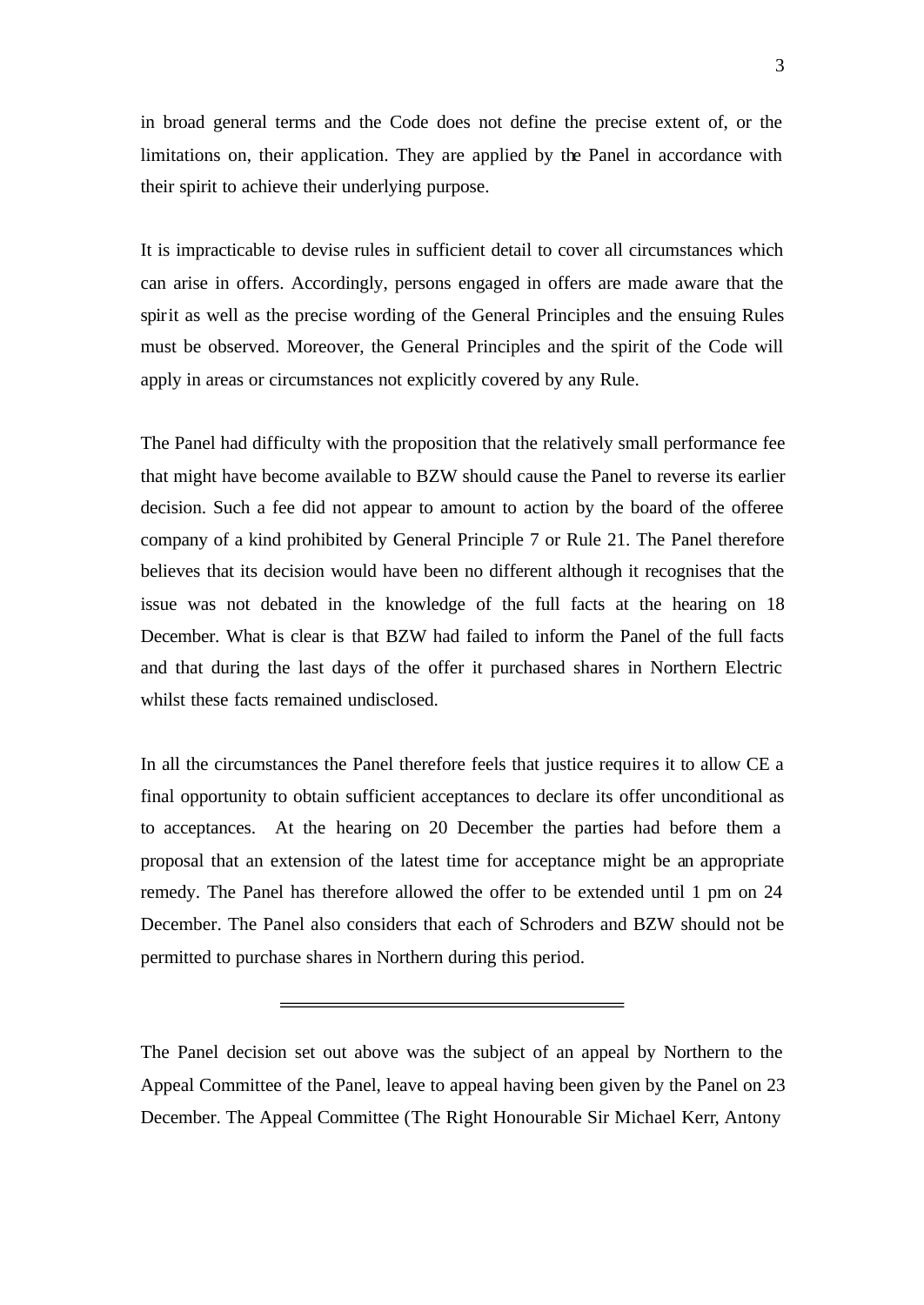in broad general terms and the Code does not define the precise extent of, or the limitations on, their application. They are applied by the Panel in accordance with their spirit to achieve their underlying purpose.

It is impracticable to devise rules in sufficient detail to cover all circumstances which can arise in offers. Accordingly, persons engaged in offers are made aware that the spirit as well as the precise wording of the General Principles and the ensuing Rules must be observed. Moreover, the General Principles and the spirit of the Code will apply in areas or circumstances not explicitly covered by any Rule.

The Panel had difficulty with the proposition that the relatively small performance fee that might have become available to BZW should cause the Panel to reverse its earlier decision. Such a fee did not appear to amount to action by the board of the offeree company of a kind prohibited by General Principle 7 or Rule 21. The Panel therefore believes that its decision would have been no different although it recognises that the issue was not debated in the knowledge of the full facts at the hearing on 18 December. What is clear is that BZW had failed to inform the Panel of the full facts and that during the last days of the offer it purchased shares in Northern Electric whilst these facts remained undisclosed.

In all the circumstances the Panel therefore feels that justice requires it to allow CE a final opportunity to obtain sufficient acceptances to declare its offer unconditional as to acceptances. At the hearing on 20 December the parties had before them a proposal that an extension of the latest time for acceptance might be an appropriate remedy. The Panel has therefore allowed the offer to be extended until 1 pm on 24 December. The Panel also considers that each of Schroders and BZW should not be permitted to purchase shares in Northern during this period.

---

The Panel decision set out above was the subject of an appeal by Northern to the Appeal Committee of the Panel, leave to appeal having been given by the Panel on 23 December. The Appeal Committee (The Right Honourable Sir Michael Kerr, Antony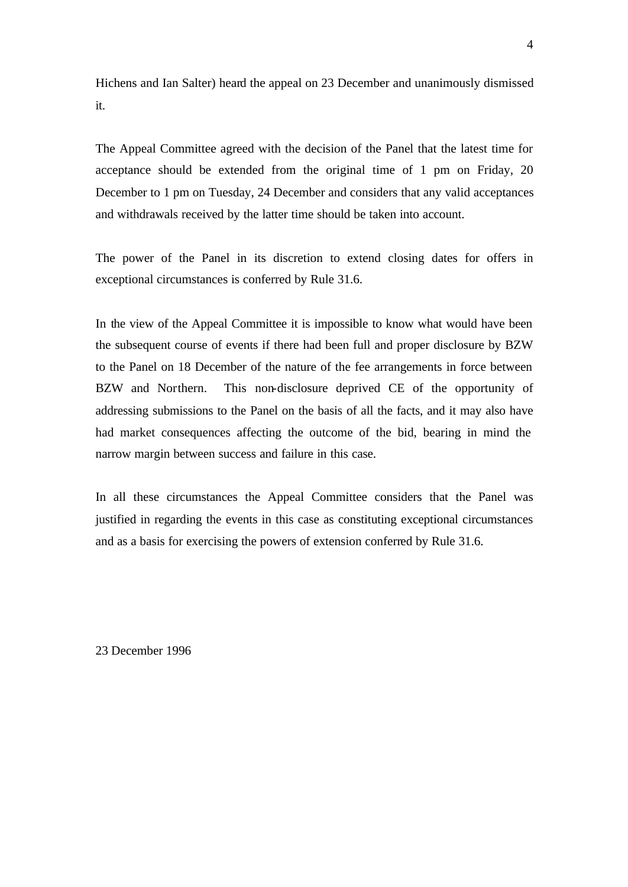Hichens and Ian Salter) heard the appeal on 23 December and unanimously dismissed it.

The Appeal Committee agreed with the decision of the Panel that the latest time for acceptance should be extended from the original time of 1 pm on Friday, 20 December to 1 pm on Tuesday, 24 December and considers that any valid acceptances and withdrawals received by the latter time should be taken into account.

The power of the Panel in its discretion to extend closing dates for offers in exceptional circumstances is conferred by Rule 31.6.

In the view of the Appeal Committee it is impossible to know what would have been the subsequent course of events if there had been full and proper disclosure by BZW to the Panel on 18 December of the nature of the fee arrangements in force between BZW and Northern. This non-disclosure deprived CE of the opportunity of addressing submissions to the Panel on the basis of all the facts, and it may also have had market consequences affecting the outcome of the bid, bearing in mind the narrow margin between success and failure in this case.

In all these circumstances the Appeal Committee considers that the Panel was justified in regarding the events in this case as constituting exceptional circumstances and as a basis for exercising the powers of extension conferred by Rule 31.6.

23 December 1996